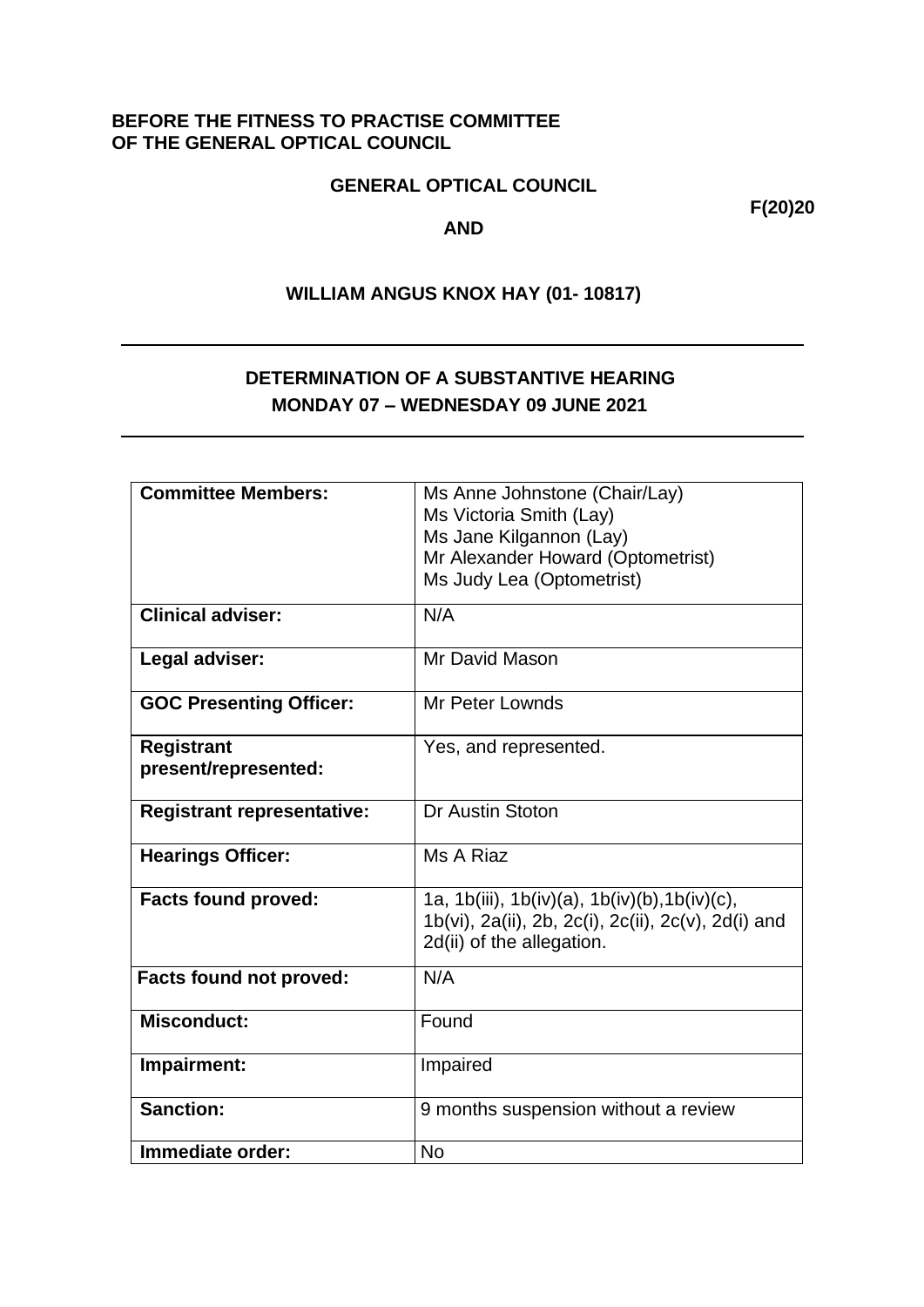**BEFORE THE FITNESS TO PRACTISE COMMITTEE OF THE GENERAL OPTICAL COUNCIL**

**GENERAL OPTICAL COUNCIL**

**F(20)20**

**AND**

**WILLIAM ANGUS KNOX HAY (01- 10817)**

---

**DETERMINATION OF A SUBSTANTIVE HEARING**
**MONDAY 07 – WEDNESDAY 09 JUNE 2021**

---

| | |
|---|---|
| **Committee Members:** | Ms Anne Johnstone (Chair/Lay)<br>Ms Victoria Smith (Lay)<br>Ms Jane Kilgannon (Lay)<br>Mr Alexander Howard (Optometrist)<br>Ms Judy Lea (Optometrist) |
| **Clinical adviser:** | N/A |
| **Legal adviser:** | Mr David Mason |
| **GOC Presenting Officer:** | Mr Peter Lownds |
| **Registrant present/represented:** | Yes, and represented. |
| **Registrant representative:** | Dr Austin Stoton |
| **Hearings Officer:** | Ms A Riaz |
| **Facts found proved:** | 1a, 1b(iii), 1b(iv)(a), 1b(iv)(b),1b(iv)(c), 1b(vi), 2a(ii), 2b, 2c(i), 2c(ii), 2c(v), 2d(i) and 2d(ii) of the allegation. |
| **Facts found not proved:** | N/A |
| **Misconduct:** | Found |
| **Impairment:** | Impaired |
| **Sanction:** | 9 months suspension without a review |
| **Immediate order:** | No |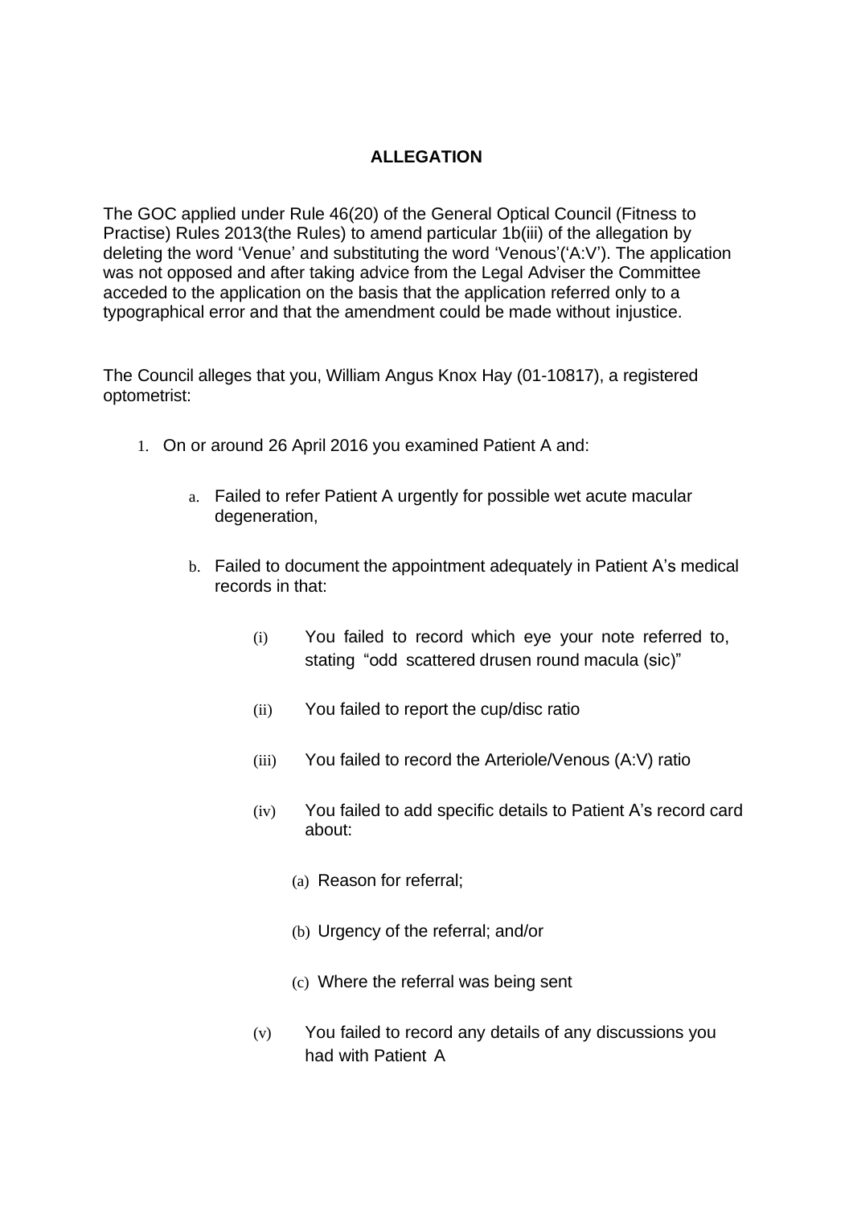## ALLEGATION

The GOC applied under Rule 46(20) of the General Optical Council (Fitness to Practise) Rules 2013(the Rules) to amend particular 1b(iii) of the allegation by deleting the word 'Venue' and substituting the word 'Venous'('A:V'). The application was not opposed and after taking advice from the Legal Adviser the Committee acceded to the application on the basis that the application referred only to a typographical error and that the amendment could be made without injustice.

The Council alleges that you, William Angus Knox Hay (01-10817), a registered optometrist:

1. On or around 26 April 2016 you examined Patient A and:

   a. Failed to refer Patient A urgently for possible wet acute macular degeneration,

   b. Failed to document the appointment adequately in Patient A's medical records in that:

      (i) You failed to record which eye your note referred to, stating "odd scattered drusen round macula (sic)"

      (ii) You failed to report the cup/disc ratio

      (iii) You failed to record the Arteriole/Venous (A:V) ratio

      (iv) You failed to add specific details to Patient A's record card about:

         (a) Reason for referral;

         (b) Urgency of the referral; and/or

         (c) Where the referral was being sent

      (v) You failed to record any details of any discussions you had with Patient A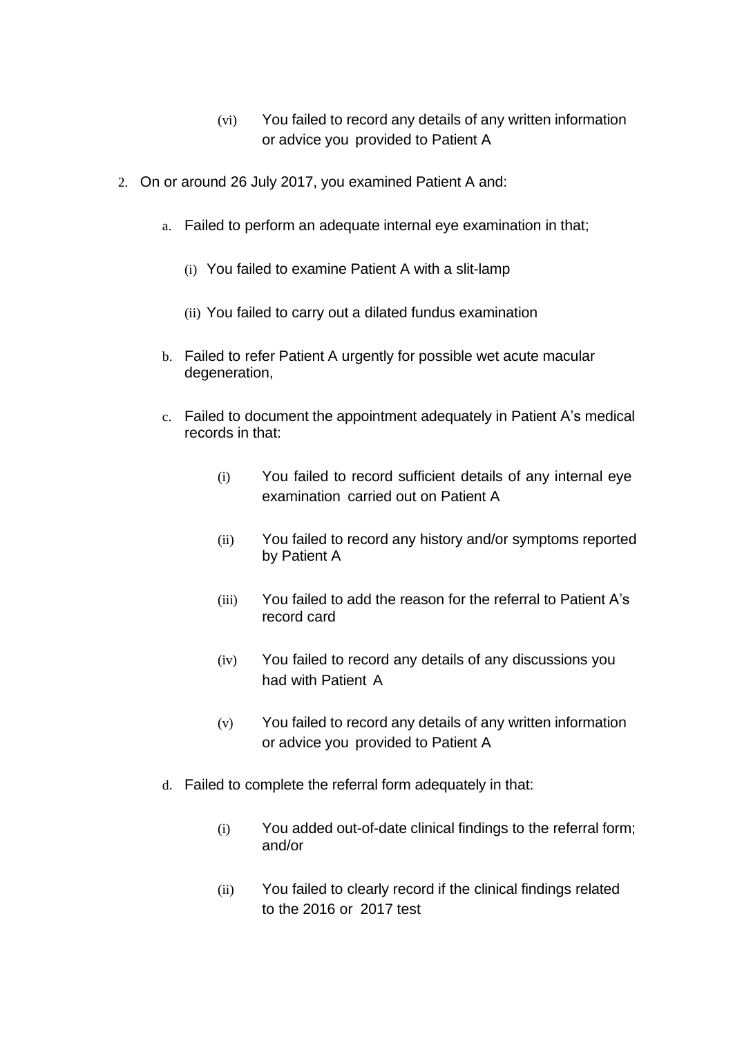(vi) You failed to record any details of any written information or advice you provided to Patient A

2. On or around 26 July 2017, you examined Patient A and:

   a. Failed to perform an adequate internal eye examination in that;

      (i) You failed to examine Patient A with a slit-lamp

      (ii) You failed to carry out a dilated fundus examination

   b. Failed to refer Patient A urgently for possible wet acute macular degeneration,

   c. Failed to document the appointment adequately in Patient A's medical records in that:

      (i) You failed to record sufficient details of any internal eye examination carried out on Patient A

      (ii) You failed to record any history and/or symptoms reported by Patient A

      (iii) You failed to add the reason for the referral to Patient A's record card

      (iv) You failed to record any details of any discussions you had with Patient A

      (v) You failed to record any details of any written information or advice you provided to Patient A

   d. Failed to complete the referral form adequately in that:

      (i) You added out-of-date clinical findings to the referral form; and/or

      (ii) You failed to clearly record if the clinical findings related to the 2016 or 2017 test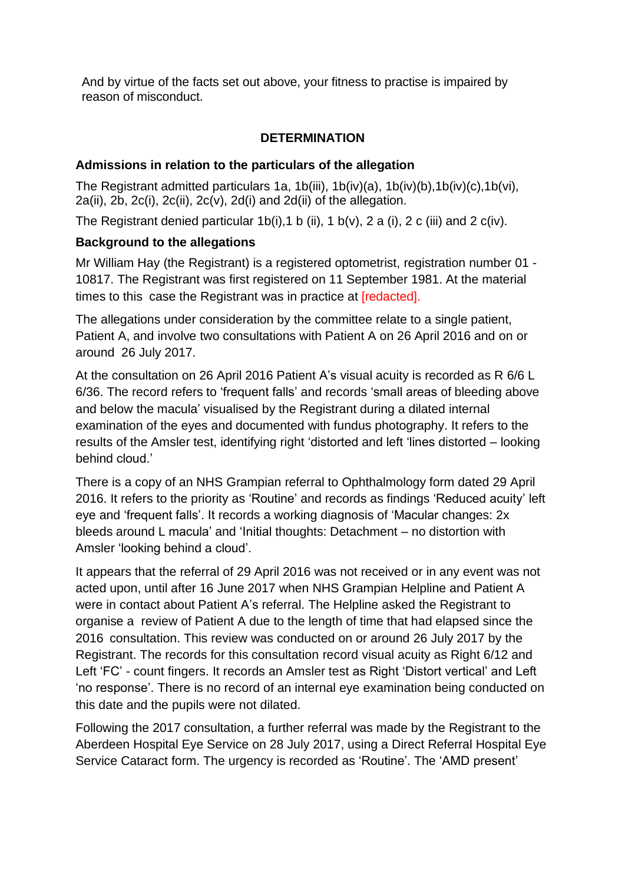And by virtue of the facts set out above, your fitness to practise is impaired by reason of misconduct.

## DETERMINATION

### Admissions in relation to the particulars of the allegation

The Registrant admitted particulars 1a, 1b(iii), 1b(iv)(a), 1b(iv)(b),1b(iv)(c),1b(vi), 2a(ii), 2b, 2c(i), 2c(ii), 2c(v), 2d(i) and 2d(ii) of the allegation.

The Registrant denied particular 1b(i),1 b (ii), 1 b(v), 2 a (i), 2 c (iii) and 2 c(iv).

### Background to the allegations

Mr William Hay (the Registrant) is a registered optometrist, registration number 01 - 10817. The Registrant was first registered on 11 September 1981. At the material times to this case the Registrant was in practice at [redacted].

The allegations under consideration by the committee relate to a single patient, Patient A, and involve two consultations with Patient A on 26 April 2016 and on or around 26 July 2017.

At the consultation on 26 April 2016 Patient A's visual acuity is recorded as R 6/6 L 6/36. The record refers to 'frequent falls' and records 'small areas of bleeding above and below the macula' visualised by the Registrant during a dilated internal examination of the eyes and documented with fundus photography. It refers to the results of the Amsler test, identifying right 'distorted and left 'lines distorted – looking behind cloud.'

There is a copy of an NHS Grampian referral to Ophthalmology form dated 29 April 2016. It refers to the priority as 'Routine' and records as findings 'Reduced acuity' left eye and 'frequent falls'. It records a working diagnosis of 'Macular changes: 2x bleeds around L macula' and 'Initial thoughts: Detachment – no distortion with Amsler 'looking behind a cloud'.

It appears that the referral of 29 April 2016 was not received or in any event was not acted upon, until after 16 June 2017 when NHS Grampian Helpline and Patient A were in contact about Patient A's referral. The Helpline asked the Registrant to organise a review of Patient A due to the length of time that had elapsed since the 2016 consultation. This review was conducted on or around 26 July 2017 by the Registrant. The records for this consultation record visual acuity as Right 6/12 and Left 'FC' - count fingers. It records an Amsler test as Right 'Distort vertical' and Left 'no response'. There is no record of an internal eye examination being conducted on this date and the pupils were not dilated.

Following the 2017 consultation, a further referral was made by the Registrant to the Aberdeen Hospital Eye Service on 28 July 2017, using a Direct Referral Hospital Eye Service Cataract form. The urgency is recorded as 'Routine'. The 'AMD present'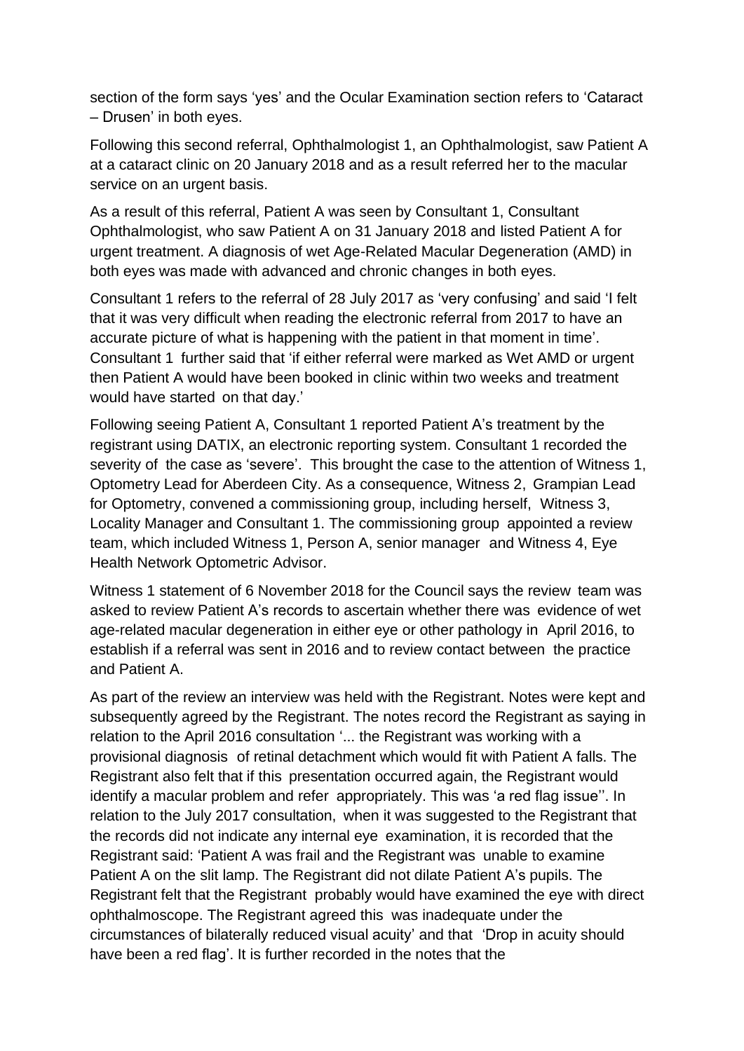section of the form says 'yes' and the Ocular Examination section refers to 'Cataract – Drusen' in both eyes.

Following this second referral, Ophthalmologist 1, an Ophthalmologist, saw Patient A at a cataract clinic on 20 January 2018 and as a result referred her to the macular service on an urgent basis.

As a result of this referral, Patient A was seen by Consultant 1, Consultant Ophthalmologist, who saw Patient A on 31 January 2018 and listed Patient A for urgent treatment. A diagnosis of wet Age-Related Macular Degeneration (AMD) in both eyes was made with advanced and chronic changes in both eyes.

Consultant 1 refers to the referral of 28 July 2017 as 'very confusing' and said 'I felt that it was very difficult when reading the electronic referral from 2017 to have an accurate picture of what is happening with the patient in that moment in time'. Consultant 1 further said that 'if either referral were marked as Wet AMD or urgent then Patient A would have been booked in clinic within two weeks and treatment would have started on that day.'

Following seeing Patient A, Consultant 1 reported Patient A's treatment by the registrant using DATIX, an electronic reporting system. Consultant 1 recorded the severity of the case as 'severe'. This brought the case to the attention of Witness 1, Optometry Lead for Aberdeen City. As a consequence, Witness 2, Grampian Lead for Optometry, convened a commissioning group, including herself, Witness 3, Locality Manager and Consultant 1. The commissioning group appointed a review team, which included Witness 1, Person A, senior manager and Witness 4, Eye Health Network Optometric Advisor.

Witness 1 statement of 6 November 2018 for the Council says the review team was asked to review Patient A's records to ascertain whether there was evidence of wet age-related macular degeneration in either eye or other pathology in April 2016, to establish if a referral was sent in 2016 and to review contact between the practice and Patient A.

As part of the review an interview was held with the Registrant. Notes were kept and subsequently agreed by the Registrant. The notes record the Registrant as saying in relation to the April 2016 consultation '... the Registrant was working with a provisional diagnosis of retinal detachment which would fit with Patient A falls. The Registrant also felt that if this presentation occurred again, the Registrant would identify a macular problem and refer appropriately. This was 'a red flag issue''. In relation to the July 2017 consultation, when it was suggested to the Registrant that the records did not indicate any internal eye examination, it is recorded that the Registrant said: 'Patient A was frail and the Registrant was unable to examine Patient A on the slit lamp. The Registrant did not dilate Patient A's pupils. The Registrant felt that the Registrant probably would have examined the eye with direct ophthalmoscope. The Registrant agreed this was inadequate under the circumstances of bilaterally reduced visual acuity' and that 'Drop in acuity should have been a red flag'. It is further recorded in the notes that the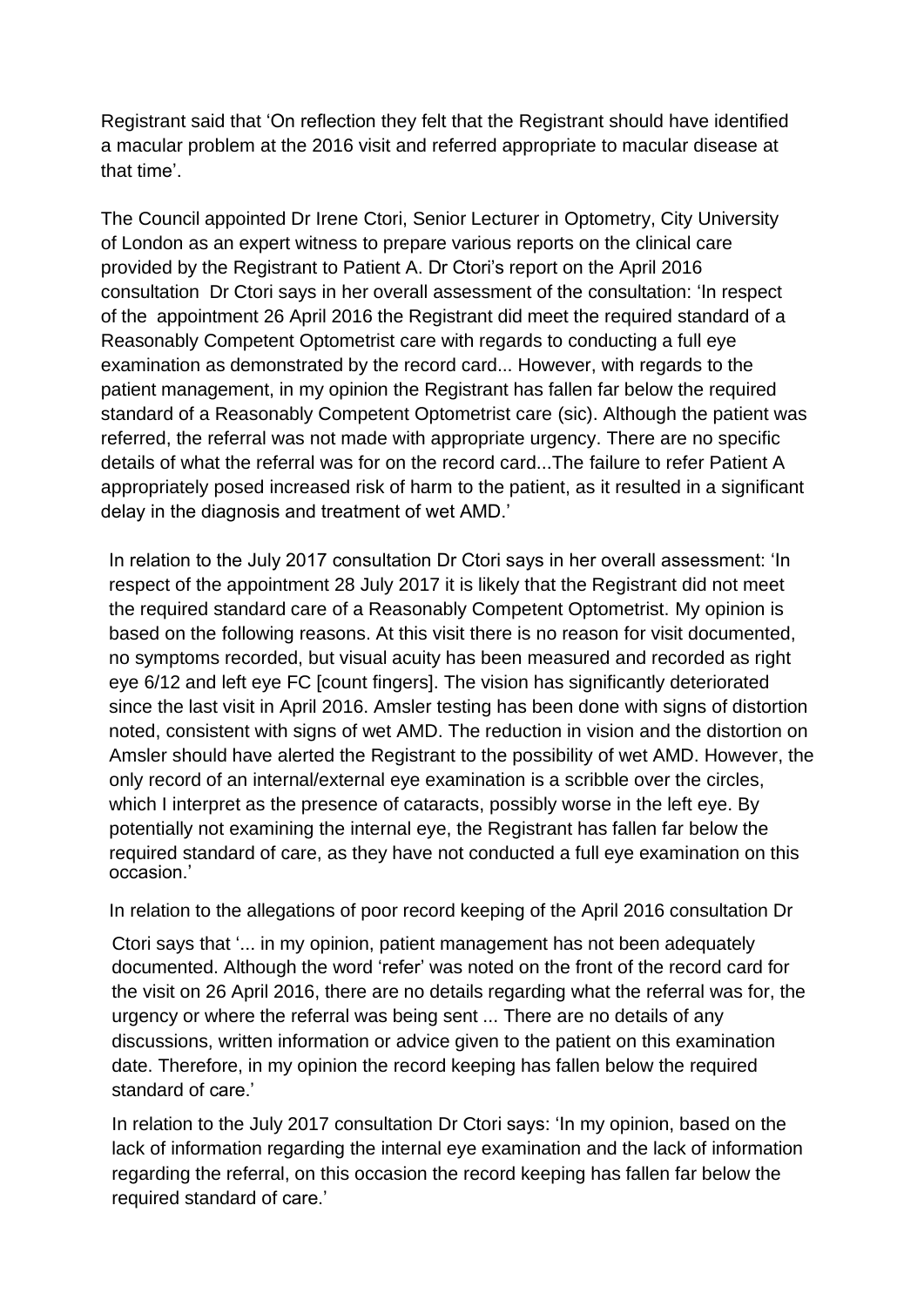Registrant said that 'On reflection they felt that the Registrant should have identified a macular problem at the 2016 visit and referred appropriate to macular disease at that time'.

The Council appointed Dr Irene Ctori, Senior Lecturer in Optometry, City University of London as an expert witness to prepare various reports on the clinical care provided by the Registrant to Patient A. Dr Ctori's report on the April 2016 consultation Dr Ctori says in her overall assessment of the consultation: 'In respect of the appointment 26 April 2016 the Registrant did meet the required standard of a Reasonably Competent Optometrist care with regards to conducting a full eye examination as demonstrated by the record card... However, with regards to the patient management, in my opinion the Registrant has fallen far below the required standard of a Reasonably Competent Optometrist care (sic). Although the patient was referred, the referral was not made with appropriate urgency. There are no specific details of what the referral was for on the record card...The failure to refer Patient A appropriately posed increased risk of harm to the patient, as it resulted in a significant delay in the diagnosis and treatment of wet AMD.'

In relation to the July 2017 consultation Dr Ctori says in her overall assessment: 'In respect of the appointment 28 July 2017 it is likely that the Registrant did not meet the required standard care of a Reasonably Competent Optometrist. My opinion is based on the following reasons. At this visit there is no reason for visit documented, no symptoms recorded, but visual acuity has been measured and recorded as right eye 6/12 and left eye FC [count fingers]. The vision has significantly deteriorated since the last visit in April 2016. Amsler testing has been done with signs of distortion noted, consistent with signs of wet AMD. The reduction in vision and the distortion on Amsler should have alerted the Registrant to the possibility of wet AMD. However, the only record of an internal/external eye examination is a scribble over the circles, which I interpret as the presence of cataracts, possibly worse in the left eye. By potentially not examining the internal eye, the Registrant has fallen far below the required standard of care, as they have not conducted a full eye examination on this occasion.'

In relation to the allegations of poor record keeping of the April 2016 consultation Dr Ctori says that '... in my opinion, patient management has not been adequately documented. Although the word 'refer' was noted on the front of the record card for the visit on 26 April 2016, there are no details regarding what the referral was for, the urgency or where the referral was being sent ... There are no details of any discussions, written information or advice given to the patient on this examination date. Therefore, in my opinion the record keeping has fallen below the required standard of care.'

In relation to the July 2017 consultation Dr Ctori says: 'In my opinion, based on the lack of information regarding the internal eye examination and the lack of information regarding the referral, on this occasion the record keeping has fallen far below the required standard of care.'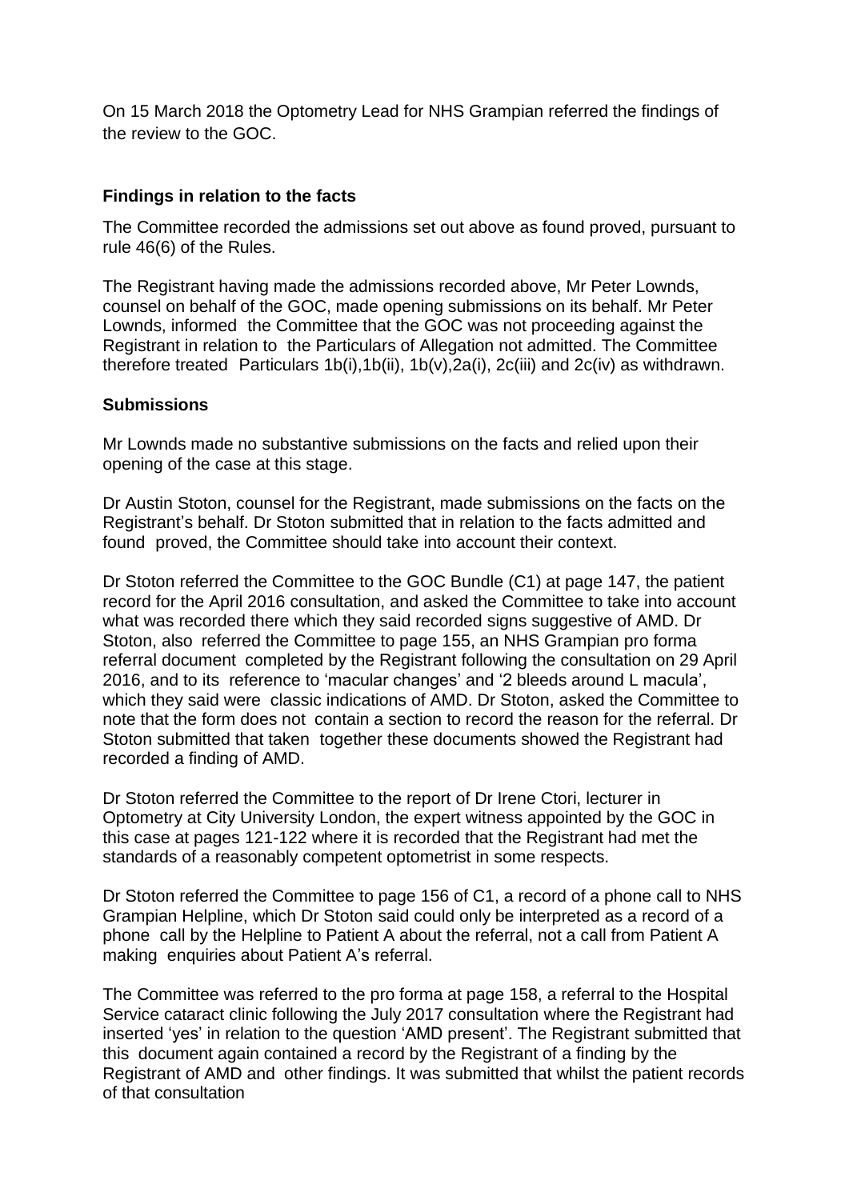On 15 March 2018 the Optometry Lead for NHS Grampian referred the findings of the review to the GOC.

**Findings in relation to the facts**

The Committee recorded the admissions set out above as found proved, pursuant to rule 46(6) of the Rules.

The Registrant having made the admissions recorded above, Mr Peter Lownds, counsel on behalf of the GOC, made opening submissions on its behalf. Mr Peter Lownds, informed the Committee that the GOC was not proceeding against the Registrant in relation to the Particulars of Allegation not admitted. The Committee therefore treated Particulars 1b(i),1b(ii), 1b(v),2a(i), 2c(iii) and 2c(iv) as withdrawn.

**Submissions**

Mr Lownds made no substantive submissions on the facts and relied upon their opening of the case at this stage.

Dr Austin Stoton, counsel for the Registrant, made submissions on the facts on the Registrant's behalf. Dr Stoton submitted that in relation to the facts admitted and found proved, the Committee should take into account their context.

Dr Stoton referred the Committee to the GOC Bundle (C1) at page 147, the patient record for the April 2016 consultation, and asked the Committee to take into account what was recorded there which they said recorded signs suggestive of AMD. Dr Stoton, also referred the Committee to page 155, an NHS Grampian pro forma referral document completed by the Registrant following the consultation on 29 April 2016, and to its reference to 'macular changes' and '2 bleeds around L macula', which they said were classic indications of AMD. Dr Stoton, asked the Committee to note that the form does not contain a section to record the reason for the referral. Dr Stoton submitted that taken together these documents showed the Registrant had recorded a finding of AMD.

Dr Stoton referred the Committee to the report of Dr Irene Ctori, lecturer in Optometry at City University London, the expert witness appointed by the GOC in this case at pages 121-122 where it is recorded that the Registrant had met the standards of a reasonably competent optometrist in some respects.

Dr Stoton referred the Committee to page 156 of C1, a record of a phone call to NHS Grampian Helpline, which Dr Stoton said could only be interpreted as a record of a phone call by the Helpline to Patient A about the referral, not a call from Patient A making enquiries about Patient A's referral.

The Committee was referred to the pro forma at page 158, a referral to the Hospital Service cataract clinic following the July 2017 consultation where the Registrant had inserted 'yes' in relation to the question 'AMD present'. The Registrant submitted that this document again contained a record by the Registrant of a finding by the Registrant of AMD and other findings. It was submitted that whilst the patient records of that consultation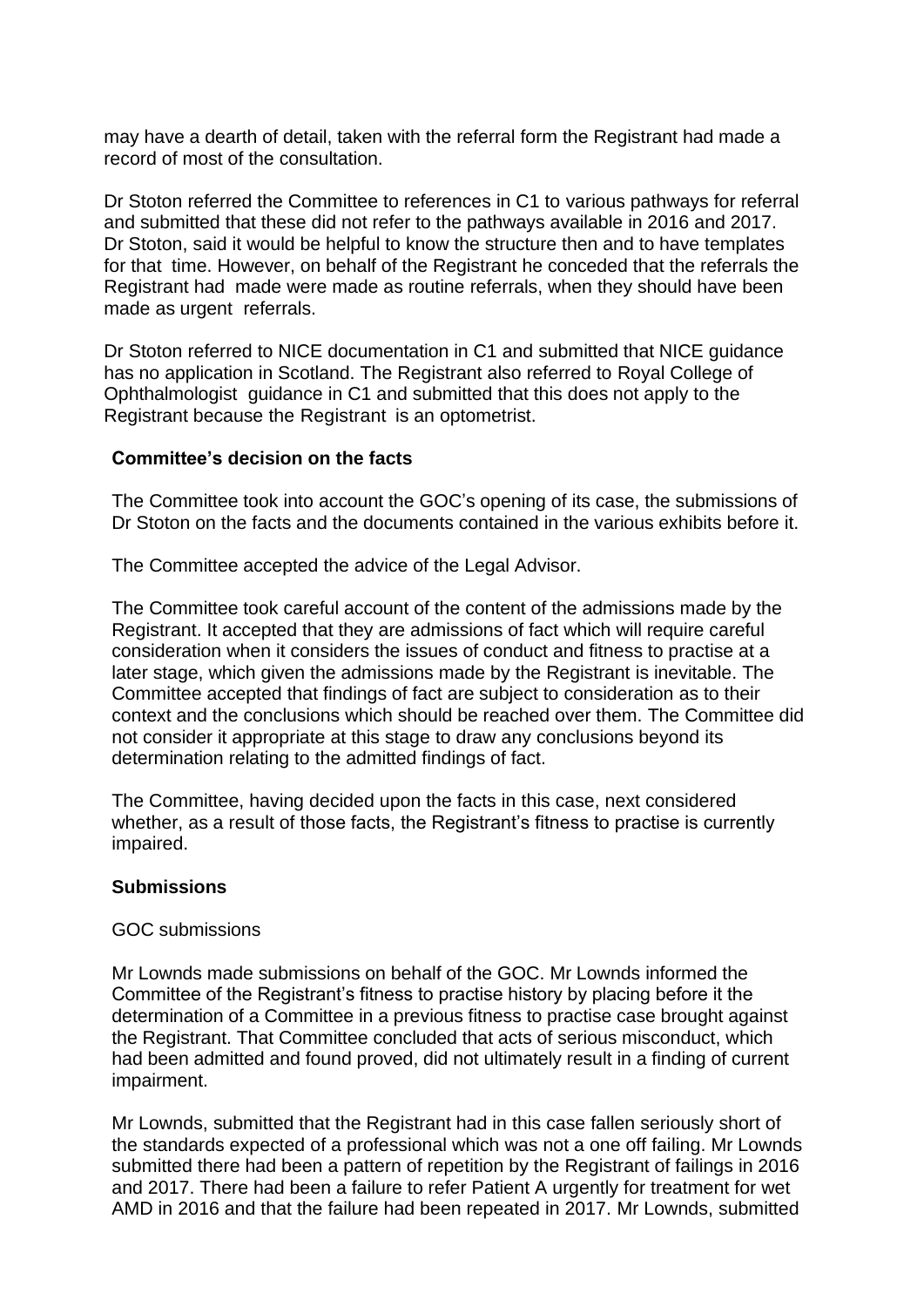may have a dearth of detail, taken with the referral form the Registrant had made a record of most of the consultation.

Dr Stoton referred the Committee to references in C1 to various pathways for referral and submitted that these did not refer to the pathways available in 2016 and 2017. Dr Stoton, said it would be helpful to know the structure then and to have templates for that time. However, on behalf of the Registrant he conceded that the referrals the Registrant had made were made as routine referrals, when they should have been made as urgent referrals.

Dr Stoton referred to NICE documentation in C1 and submitted that NICE guidance has no application in Scotland. The Registrant also referred to Royal College of Ophthalmologist guidance in C1 and submitted that this does not apply to the Registrant because the Registrant is an optometrist.

**Committee's decision on the facts**

The Committee took into account the GOC's opening of its case, the submissions of Dr Stoton on the facts and the documents contained in the various exhibits before it.

The Committee accepted the advice of the Legal Advisor.

The Committee took careful account of the content of the admissions made by the Registrant. It accepted that they are admissions of fact which will require careful consideration when it considers the issues of conduct and fitness to practise at a later stage, which given the admissions made by the Registrant is inevitable. The Committee accepted that findings of fact are subject to consideration as to their context and the conclusions which should be reached over them. The Committee did not consider it appropriate at this stage to draw any conclusions beyond its determination relating to the admitted findings of fact.

The Committee, having decided upon the facts in this case, next considered whether, as a result of those facts, the Registrant's fitness to practise is currently impaired.

**Submissions**

GOC submissions

Mr Lownds made submissions on behalf of the GOC. Mr Lownds informed the Committee of the Registrant's fitness to practise history by placing before it the determination of a Committee in a previous fitness to practise case brought against the Registrant. That Committee concluded that acts of serious misconduct, which had been admitted and found proved, did not ultimately result in a finding of current impairment.

Mr Lownds, submitted that the Registrant had in this case fallen seriously short of the standards expected of a professional which was not a one off failing. Mr Lownds submitted there had been a pattern of repetition by the Registrant of failings in 2016 and 2017. There had been a failure to refer Patient A urgently for treatment for wet AMD in 2016 and that the failure had been repeated in 2017. Mr Lownds, submitted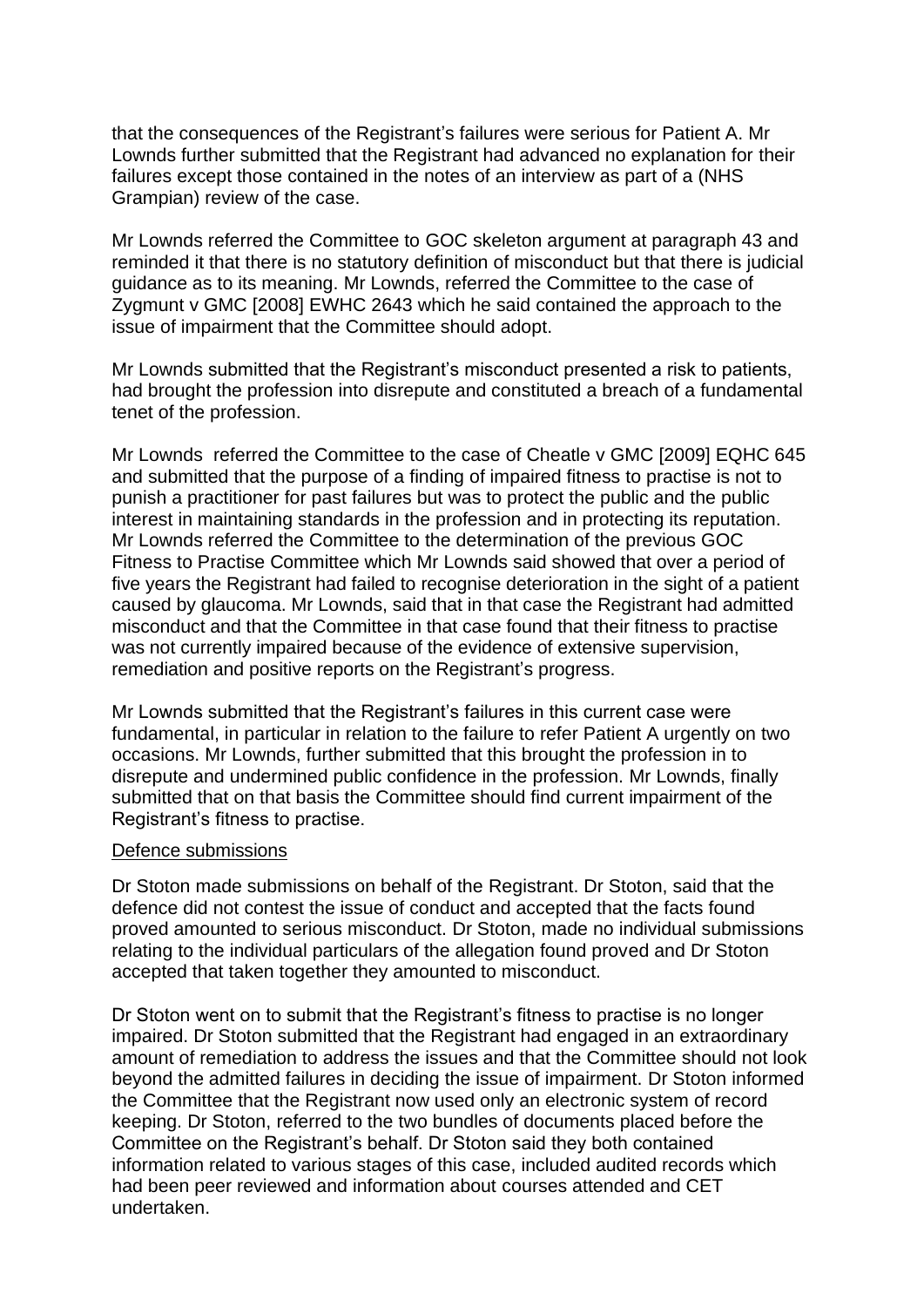that the consequences of the Registrant's failures were serious for Patient A. Mr Lownds further submitted that the Registrant had advanced no explanation for their failures except those contained in the notes of an interview as part of a (NHS Grampian) review of the case.

Mr Lownds referred the Committee to GOC skeleton argument at paragraph 43 and reminded it that there is no statutory definition of misconduct but that there is judicial guidance as to its meaning. Mr Lownds, referred the Committee to the case of Zygmunt v GMC [2008] EWHC 2643 which he said contained the approach to the issue of impairment that the Committee should adopt.

Mr Lownds submitted that the Registrant's misconduct presented a risk to patients, had brought the profession into disrepute and constituted a breach of a fundamental tenet of the profession.

Mr Lownds referred the Committee to the case of Cheatle v GMC [2009] EQHC 645 and submitted that the purpose of a finding of impaired fitness to practise is not to punish a practitioner for past failures but was to protect the public and the public interest in maintaining standards in the profession and in protecting its reputation. Mr Lownds referred the Committee to the determination of the previous GOC Fitness to Practise Committee which Mr Lownds said showed that over a period of five years the Registrant had failed to recognise deterioration in the sight of a patient caused by glaucoma. Mr Lownds, said that in that case the Registrant had admitted misconduct and that the Committee in that case found that their fitness to practise was not currently impaired because of the evidence of extensive supervision, remediation and positive reports on the Registrant's progress.

Mr Lownds submitted that the Registrant's failures in this current case were fundamental, in particular in relation to the failure to refer Patient A urgently on two occasions. Mr Lownds, further submitted that this brought the profession in to disrepute and undermined public confidence in the profession. Mr Lownds, finally submitted that on that basis the Committee should find current impairment of the Registrant's fitness to practise.

Defence submissions

Dr Stoton made submissions on behalf of the Registrant. Dr Stoton, said that the defence did not contest the issue of conduct and accepted that the facts found proved amounted to serious misconduct. Dr Stoton, made no individual submissions relating to the individual particulars of the allegation found proved and Dr Stoton accepted that taken together they amounted to misconduct.

Dr Stoton went on to submit that the Registrant's fitness to practise is no longer impaired. Dr Stoton submitted that the Registrant had engaged in an extraordinary amount of remediation to address the issues and that the Committee should not look beyond the admitted failures in deciding the issue of impairment. Dr Stoton informed the Committee that the Registrant now used only an electronic system of record keeping. Dr Stoton, referred to the two bundles of documents placed before the Committee on the Registrant's behalf. Dr Stoton said they both contained information related to various stages of this case, included audited records which had been peer reviewed and information about courses attended and CET undertaken.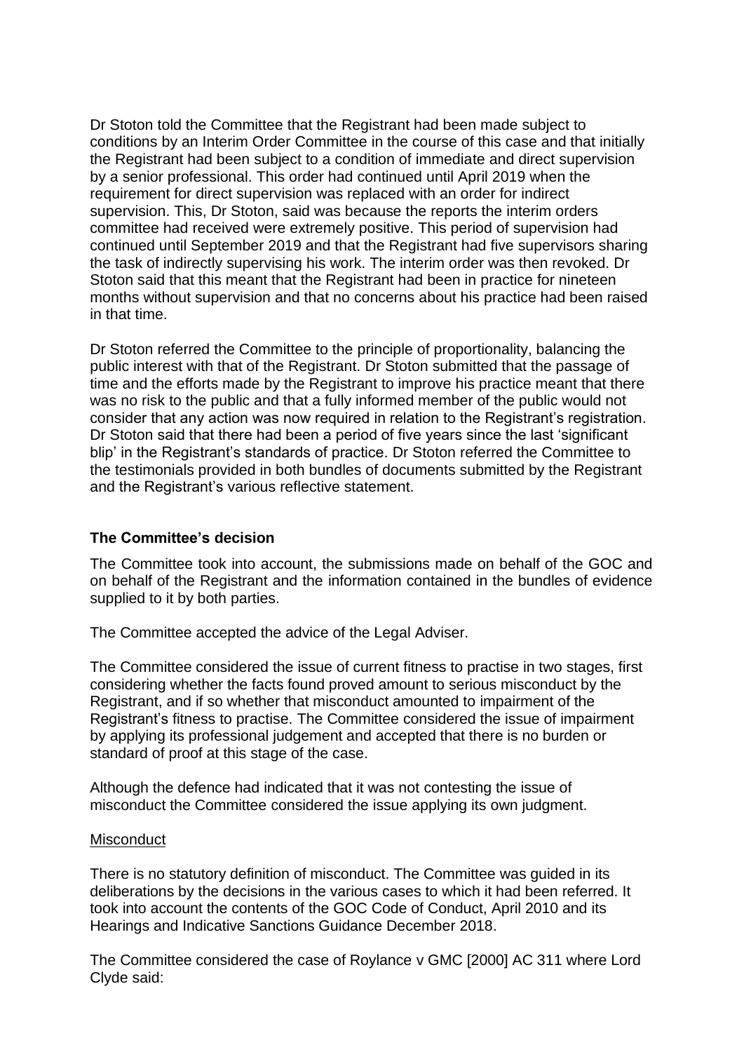Dr Stoton told the Committee that the Registrant had been made subject to conditions by an Interim Order Committee in the course of this case and that initially the Registrant had been subject to a condition of immediate and direct supervision by a senior professional. This order had continued until April 2019 when the requirement for direct supervision was replaced with an order for indirect supervision. This, Dr Stoton, said was because the reports the interim orders committee had received were extremely positive. This period of supervision had continued until September 2019 and that the Registrant had five supervisors sharing the task of indirectly supervising his work. The interim order was then revoked. Dr Stoton said that this meant that the Registrant had been in practice for nineteen months without supervision and that no concerns about his practice had been raised in that time.

Dr Stoton referred the Committee to the principle of proportionality, balancing the public interest with that of the Registrant. Dr Stoton submitted that the passage of time and the efforts made by the Registrant to improve his practice meant that there was no risk to the public and that a fully informed member of the public would not consider that any action was now required in relation to the Registrant's registration. Dr Stoton said that there had been a period of five years since the last 'significant blip' in the Registrant's standards of practice. Dr Stoton referred the Committee to the testimonials provided in both bundles of documents submitted by the Registrant and the Registrant's various reflective statement.

**The Committee's decision**

The Committee took into account, the submissions made on behalf of the GOC and on behalf of the Registrant and the information contained in the bundles of evidence supplied to it by both parties.

The Committee accepted the advice of the Legal Adviser.

The Committee considered the issue of current fitness to practise in two stages, first considering whether the facts found proved amount to serious misconduct by the Registrant, and if so whether that misconduct amounted to impairment of the Registrant's fitness to practise. The Committee considered the issue of impairment by applying its professional judgement and accepted that there is no burden or standard of proof at this stage of the case.

Although the defence had indicated that it was not contesting the issue of misconduct the Committee considered the issue applying its own judgment.

<u>Misconduct</u>

There is no statutory definition of misconduct. The Committee was guided in its deliberations by the decisions in the various cases to which it had been referred. It took into account the contents of the GOC Code of Conduct, April 2010 and its Hearings and Indicative Sanctions Guidance December 2018.

The Committee considered the case of Roylance v GMC [2000] AC 311 where Lord Clyde said: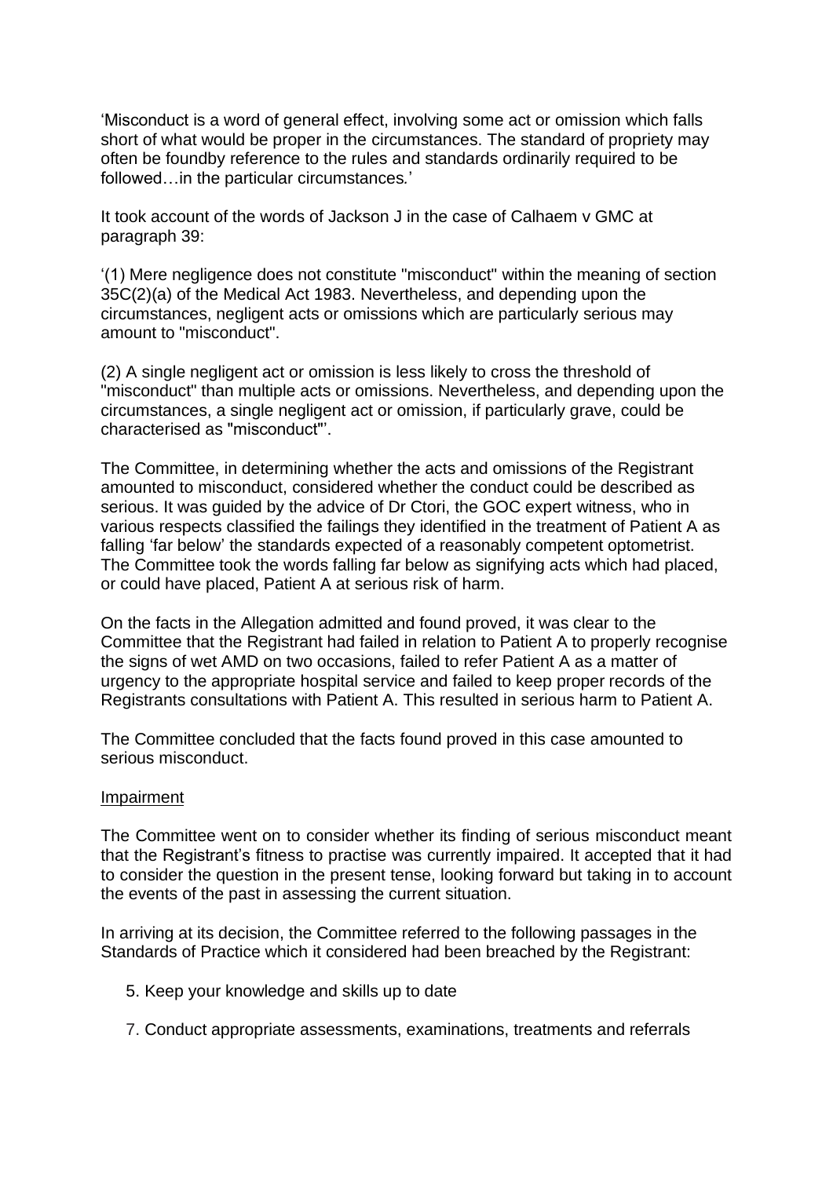'Misconduct is a word of general effect, involving some act or omission which falls short of what would be proper in the circumstances. The standard of propriety may often be foundby reference to the rules and standards ordinarily required to be followed…in the particular circumstances.'

It took account of the words of Jackson J in the case of Calhaem v GMC at paragraph 39:

'(1) Mere negligence does not constitute "misconduct" within the meaning of section 35C(2)(a) of the Medical Act 1983. Nevertheless, and depending upon the circumstances, negligent acts or omissions which are particularly serious may amount to "misconduct".

(2) A single negligent act or omission is less likely to cross the threshold of "misconduct" than multiple acts or omissions. Nevertheless, and depending upon the circumstances, a single negligent act or omission, if particularly grave, could be characterised as "misconduct"'.

The Committee, in determining whether the acts and omissions of the Registrant amounted to misconduct, considered whether the conduct could be described as serious. It was guided by the advice of Dr Ctori, the GOC expert witness, who in various respects classified the failings they identified in the treatment of Patient A as falling 'far below' the standards expected of a reasonably competent optometrist. The Committee took the words falling far below as signifying acts which had placed, or could have placed, Patient A at serious risk of harm.

On the facts in the Allegation admitted and found proved, it was clear to the Committee that the Registrant had failed in relation to Patient A to properly recognise the signs of wet AMD on two occasions, failed to refer Patient A as a matter of urgency to the appropriate hospital service and failed to keep proper records of the Registrants consultations with Patient A. This resulted in serious harm to Patient A.

The Committee concluded that the facts found proved in this case amounted to serious misconduct.

## Impairment

The Committee went on to consider whether its finding of serious misconduct meant that the Registrant's fitness to practise was currently impaired. It accepted that it had to consider the question in the present tense, looking forward but taking in to account the events of the past in assessing the current situation.

In arriving at its decision, the Committee referred to the following passages in the Standards of Practice which it considered had been breached by the Registrant:

5. Keep your knowledge and skills up to date

7. Conduct appropriate assessments, examinations, treatments and referrals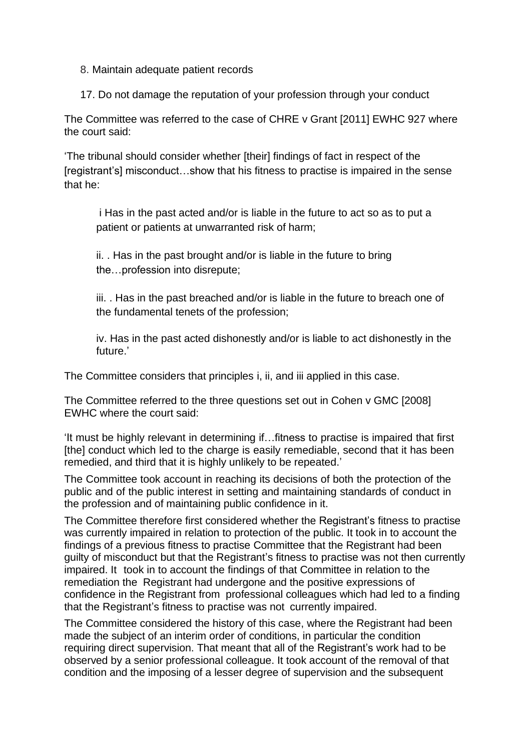8. Maintain adequate patient records

17. Do not damage the reputation of your profession through your conduct

The Committee was referred to the case of CHRE v Grant [2011] EWHC 927 where the court said:

'The tribunal should consider whether [their] findings of fact in respect of the [registrant's] misconduct…show that his fitness to practise is impaired in the sense that he:

> i Has in the past acted and/or is liable in the future to act so as to put a patient or patients at unwarranted risk of harm;
>
> ii. . Has in the past brought and/or is liable in the future to bring the…profession into disrepute;
>
> iii. . Has in the past breached and/or is liable in the future to breach one of the fundamental tenets of the profession;
>
> iv. Has in the past acted dishonestly and/or is liable to act dishonestly in the future.'

The Committee considers that principles i, ii, and iii applied in this case.

The Committee referred to the three questions set out in Cohen v GMC [2008] EWHC where the court said:

'It must be highly relevant in determining if…fitness to practise is impaired that first [the] conduct which led to the charge is easily remediable, second that it has been remedied, and third that it is highly unlikely to be repeated.'

The Committee took account in reaching its decisions of both the protection of the public and of the public interest in setting and maintaining standards of conduct in the profession and of maintaining public confidence in it.

The Committee therefore first considered whether the Registrant's fitness to practise was currently impaired in relation to protection of the public. It took in to account the findings of a previous fitness to practise Committee that the Registrant had been guilty of misconduct but that the Registrant's fitness to practise was not then currently impaired. It took in to account the findings of that Committee in relation to the remediation the Registrant had undergone and the positive expressions of confidence in the Registrant from professional colleagues which had led to a finding that the Registrant's fitness to practise was not currently impaired.

The Committee considered the history of this case, where the Registrant had been made the subject of an interim order of conditions, in particular the condition requiring direct supervision. That meant that all of the Registrant's work had to be observed by a senior professional colleague. It took account of the removal of that condition and the imposing of a lesser degree of supervision and the subsequent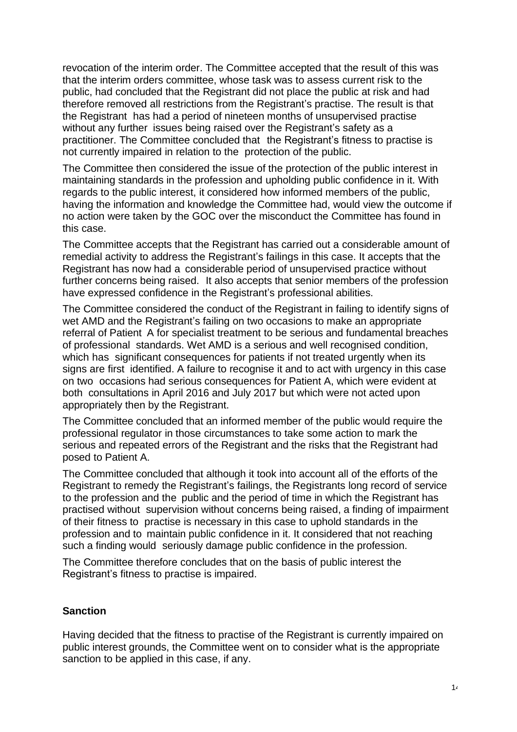revocation of the interim order. The Committee accepted that the result of this was that the interim orders committee, whose task was to assess current risk to the public, had concluded that the Registrant did not place the public at risk and had therefore removed all restrictions from the Registrant's practise. The result is that the Registrant has had a period of nineteen months of unsupervised practise without any further issues being raised over the Registrant's safety as a practitioner. The Committee concluded that the Registrant's fitness to practise is not currently impaired in relation to the protection of the public.

The Committee then considered the issue of the protection of the public interest in maintaining standards in the profession and upholding public confidence in it. With regards to the public interest, it considered how informed members of the public, having the information and knowledge the Committee had, would view the outcome if no action were taken by the GOC over the misconduct the Committee has found in this case.

The Committee accepts that the Registrant has carried out a considerable amount of remedial activity to address the Registrant's failings in this case. It accepts that the Registrant has now had a considerable period of unsupervised practice without further concerns being raised. It also accepts that senior members of the profession have expressed confidence in the Registrant's professional abilities.

The Committee considered the conduct of the Registrant in failing to identify signs of wet AMD and the Registrant's failing on two occasions to make an appropriate referral of Patient A for specialist treatment to be serious and fundamental breaches of professional standards. Wet AMD is a serious and well recognised condition, which has significant consequences for patients if not treated urgently when its signs are first identified. A failure to recognise it and to act with urgency in this case on two occasions had serious consequences for Patient A, which were evident at both consultations in April 2016 and July 2017 but which were not acted upon appropriately then by the Registrant.

The Committee concluded that an informed member of the public would require the professional regulator in those circumstances to take some action to mark the serious and repeated errors of the Registrant and the risks that the Registrant had posed to Patient A.

The Committee concluded that although it took into account all of the efforts of the Registrant to remedy the Registrant's failings, the Registrants long record of service to the profession and the public and the period of time in which the Registrant has practised without supervision without concerns being raised, a finding of impairment of their fitness to practise is necessary in this case to uphold standards in the profession and to maintain public confidence in it. It considered that not reaching such a finding would seriously damage public confidence in the profession.

The Committee therefore concludes that on the basis of public interest the Registrant's fitness to practise is impaired.

**Sanction**

Having decided that the fitness to practise of the Registrant is currently impaired on public interest grounds, the Committee went on to consider what is the appropriate sanction to be applied in this case, if any.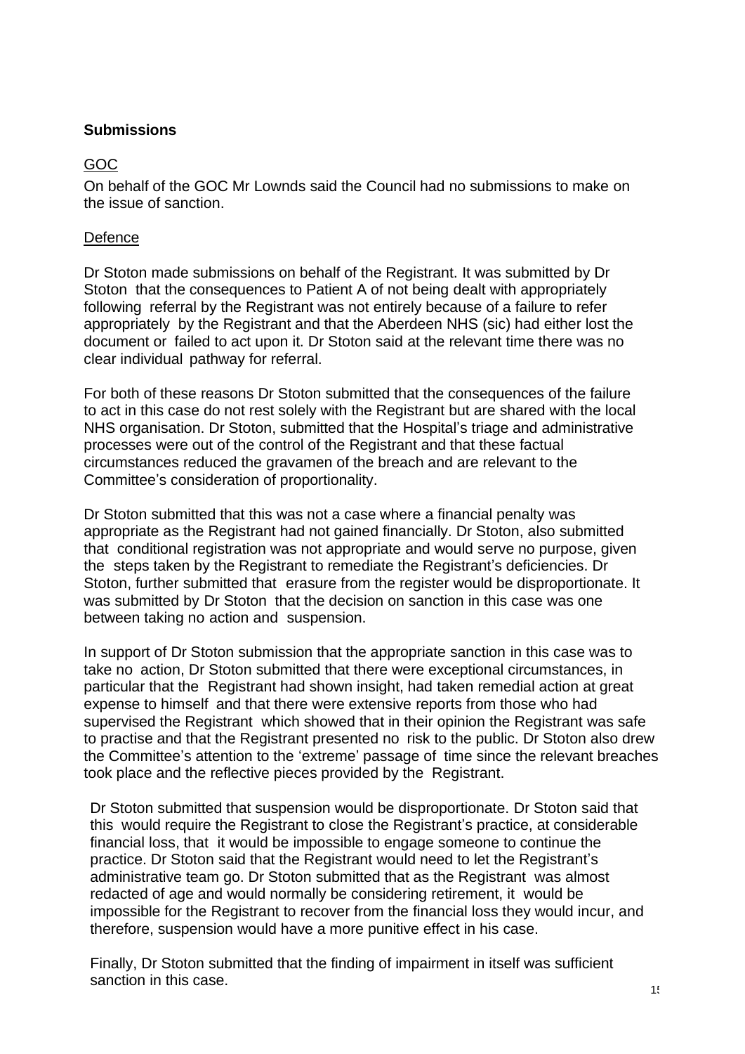**Submissions**

GOC

On behalf of the GOC Mr Lownds said the Council had no submissions to make on the issue of sanction.

Defence

Dr Stoton made submissions on behalf of the Registrant. It was submitted by Dr Stoton that the consequences to Patient A of not being dealt with appropriately following referral by the Registrant was not entirely because of a failure to refer appropriately by the Registrant and that the Aberdeen NHS (sic) had either lost the document or failed to act upon it. Dr Stoton said at the relevant time there was no clear individual pathway for referral.

For both of these reasons Dr Stoton submitted that the consequences of the failure to act in this case do not rest solely with the Registrant but are shared with the local NHS organisation. Dr Stoton, submitted that the Hospital's triage and administrative processes were out of the control of the Registrant and that these factual circumstances reduced the gravamen of the breach and are relevant to the Committee's consideration of proportionality.

Dr Stoton submitted that this was not a case where a financial penalty was appropriate as the Registrant had not gained financially. Dr Stoton, also submitted that conditional registration was not appropriate and would serve no purpose, given the steps taken by the Registrant to remediate the Registrant's deficiencies. Dr Stoton, further submitted that erasure from the register would be disproportionate. It was submitted by Dr Stoton that the decision on sanction in this case was one between taking no action and suspension.

In support of Dr Stoton submission that the appropriate sanction in this case was to take no action, Dr Stoton submitted that there were exceptional circumstances, in particular that the Registrant had shown insight, had taken remedial action at great expense to himself and that there were extensive reports from those who had supervised the Registrant which showed that in their opinion the Registrant was safe to practise and that the Registrant presented no risk to the public. Dr Stoton also drew the Committee's attention to the 'extreme' passage of time since the relevant breaches took place and the reflective pieces provided by the Registrant.

Dr Stoton submitted that suspension would be disproportionate. Dr Stoton said that this would require the Registrant to close the Registrant's practice, at considerable financial loss, that it would be impossible to engage someone to continue the practice. Dr Stoton said that the Registrant would need to let the Registrant's administrative team go. Dr Stoton submitted that as the Registrant was almost redacted of age and would normally be considering retirement, it would be impossible for the Registrant to recover from the financial loss they would incur, and therefore, suspension would have a more punitive effect in his case.

Finally, Dr Stoton submitted that the finding of impairment in itself was sufficient sanction in this case.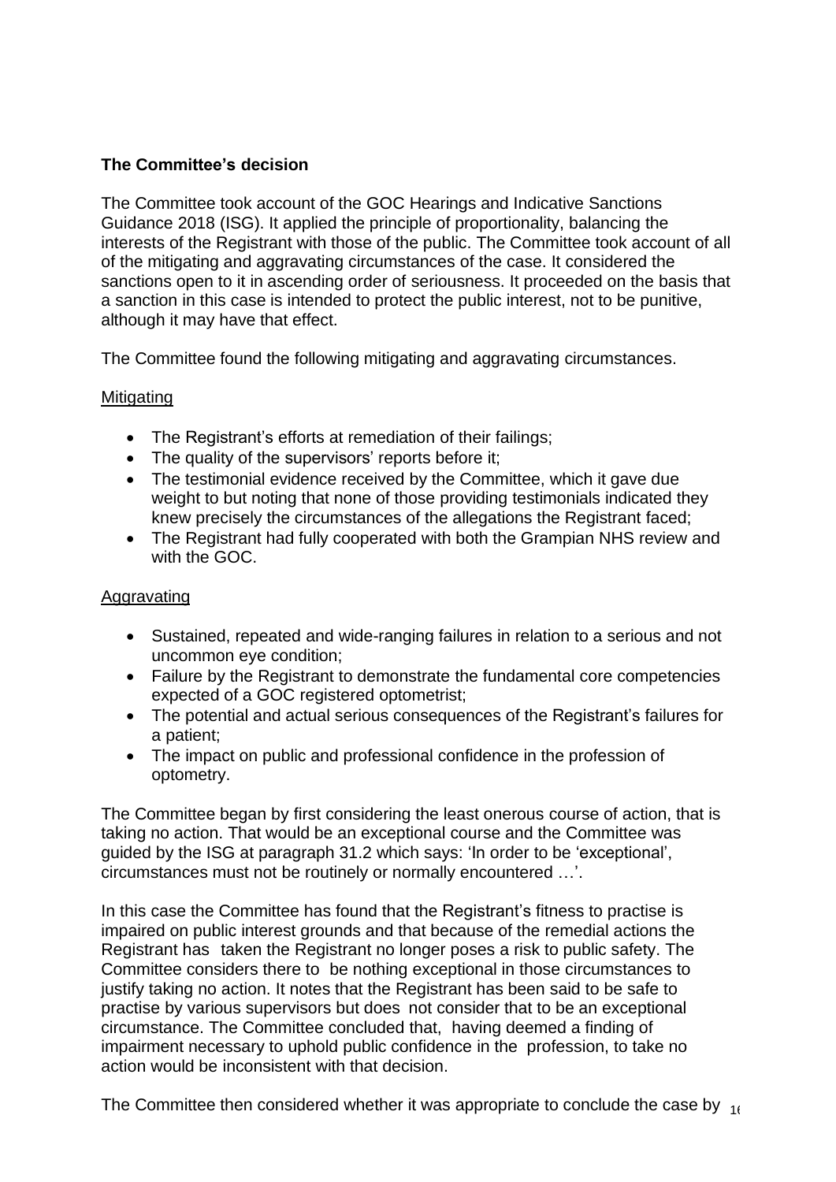**The Committee's decision**

The Committee took account of the GOC Hearings and Indicative Sanctions Guidance 2018 (ISG). It applied the principle of proportionality, balancing the interests of the Registrant with those of the public. The Committee took account of all of the mitigating and aggravating circumstances of the case. It considered the sanctions open to it in ascending order of seriousness. It proceeded on the basis that a sanction in this case is intended to protect the public interest, not to be punitive, although it may have that effect.

The Committee found the following mitigating and aggravating circumstances.

Mitigating

- The Registrant's efforts at remediation of their failings;
- The quality of the supervisors' reports before it;
- The testimonial evidence received by the Committee, which it gave due weight to but noting that none of those providing testimonials indicated they knew precisely the circumstances of the allegations the Registrant faced;
- The Registrant had fully cooperated with both the Grampian NHS review and with the GOC.

Aggravating

- Sustained, repeated and wide-ranging failures in relation to a serious and not uncommon eye condition;
- Failure by the Registrant to demonstrate the fundamental core competencies expected of a GOC registered optometrist;
- The potential and actual serious consequences of the Registrant's failures for a patient;
- The impact on public and professional confidence in the profession of optometry.

The Committee began by first considering the least onerous course of action, that is taking no action. That would be an exceptional course and the Committee was guided by the ISG at paragraph 31.2 which says: 'In order to be 'exceptional', circumstances must not be routinely or normally encountered …'.

In this case the Committee has found that the Registrant's fitness to practise is impaired on public interest grounds and that because of the remedial actions the Registrant has taken the Registrant no longer poses a risk to public safety. The Committee considers there to be nothing exceptional in those circumstances to justify taking no action. It notes that the Registrant has been said to be safe to practise by various supervisors but does not consider that to be an exceptional circumstance. The Committee concluded that, having deemed a finding of impairment necessary to uphold public confidence in the profession, to take no action would be inconsistent with that decision.

The Committee then considered whether it was appropriate to conclude the case by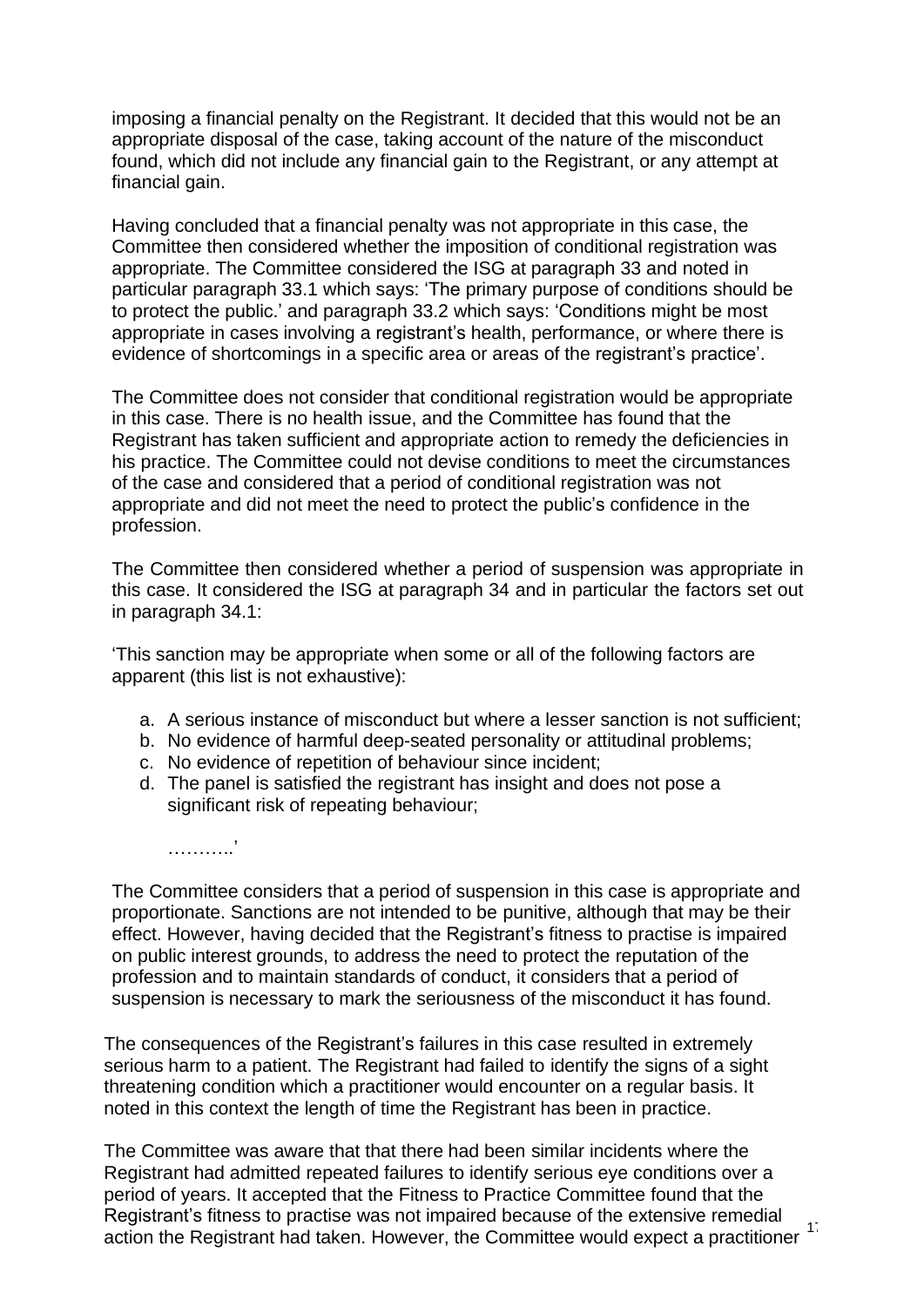imposing a financial penalty on the Registrant. It decided that this would not be an appropriate disposal of the case, taking account of the nature of the misconduct found, which did not include any financial gain to the Registrant, or any attempt at financial gain.

Having concluded that a financial penalty was not appropriate in this case, the Committee then considered whether the imposition of conditional registration was appropriate. The Committee considered the ISG at paragraph 33 and noted in particular paragraph 33.1 which says: 'The primary purpose of conditions should be to protect the public.' and paragraph 33.2 which says: 'Conditions might be most appropriate in cases involving a registrant's health, performance, or where there is evidence of shortcomings in a specific area or areas of the registrant's practice'.

The Committee does not consider that conditional registration would be appropriate in this case. There is no health issue, and the Committee has found that the Registrant has taken sufficient and appropriate action to remedy the deficiencies in his practice. The Committee could not devise conditions to meet the circumstances of the case and considered that a period of conditional registration was not appropriate and did not meet the need to protect the public's confidence in the profession.

The Committee then considered whether a period of suspension was appropriate in this case. It considered the ISG at paragraph 34 and in particular the factors set out in paragraph 34.1:

'This sanction may be appropriate when some or all of the following factors are apparent (this list is not exhaustive):

a. A serious instance of misconduct but where a lesser sanction is not sufficient;
b. No evidence of harmful deep-seated personality or attitudinal problems;
c. No evidence of repetition of behaviour since incident;
d. The panel is satisfied the registrant has insight and does not pose a significant risk of repeating behaviour;

………..'

The Committee considers that a period of suspension in this case is appropriate and proportionate. Sanctions are not intended to be punitive, although that may be their effect. However, having decided that the Registrant's fitness to practise is impaired on public interest grounds, to address the need to protect the reputation of the profession and to maintain standards of conduct, it considers that a period of suspension is necessary to mark the seriousness of the misconduct it has found.

The consequences of the Registrant's failures in this case resulted in extremely serious harm to a patient. The Registrant had failed to identify the signs of a sight threatening condition which a practitioner would encounter on a regular basis. It noted in this context the length of time the Registrant has been in practice.

The Committee was aware that that there had been similar incidents where the Registrant had admitted repeated failures to identify serious eye conditions over a period of years. It accepted that the Fitness to Practice Committee found that the Registrant's fitness to practise was not impaired because of the extensive remedial action the Registrant had taken. However, the Committee would expect a practitioner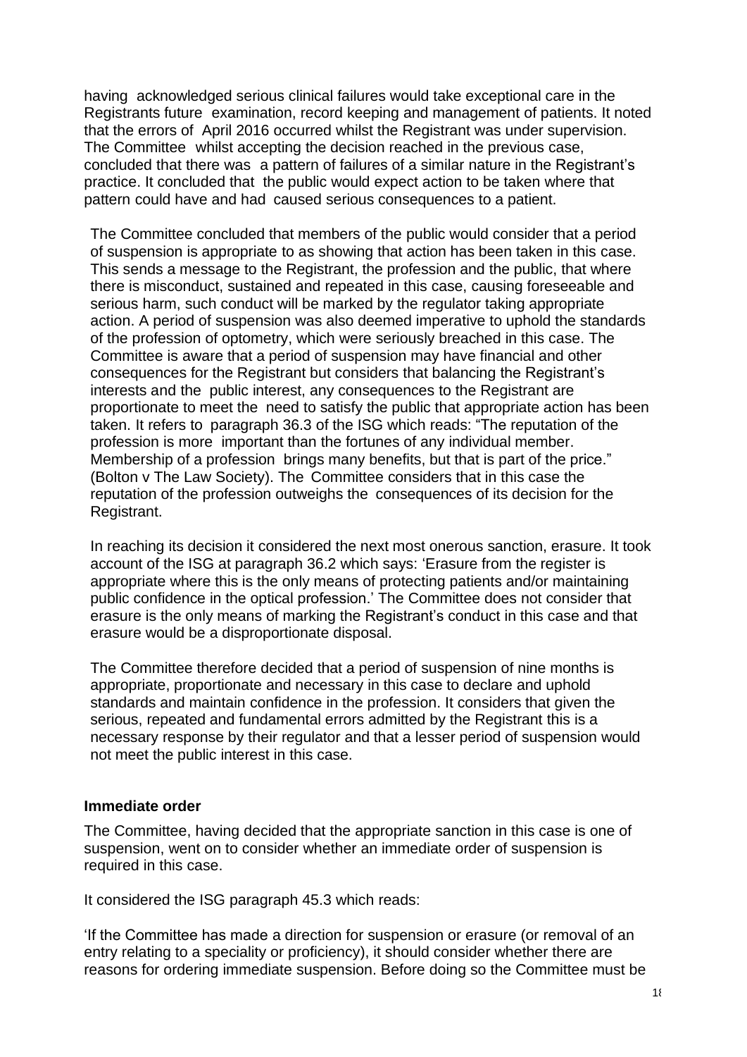having acknowledged serious clinical failures would take exceptional care in the Registrants future examination, record keeping and management of patients. It noted that the errors of April 2016 occurred whilst the Registrant was under supervision. The Committee whilst accepting the decision reached in the previous case, concluded that there was a pattern of failures of a similar nature in the Registrant's practice. It concluded that the public would expect action to be taken where that pattern could have and had caused serious consequences to a patient.

The Committee concluded that members of the public would consider that a period of suspension is appropriate to as showing that action has been taken in this case. This sends a message to the Registrant, the profession and the public, that where there is misconduct, sustained and repeated in this case, causing foreseeable and serious harm, such conduct will be marked by the regulator taking appropriate action. A period of suspension was also deemed imperative to uphold the standards of the profession of optometry, which were seriously breached in this case. The Committee is aware that a period of suspension may have financial and other consequences for the Registrant but considers that balancing the Registrant's interests and the public interest, any consequences to the Registrant are proportionate to meet the need to satisfy the public that appropriate action has been taken. It refers to paragraph 36.3 of the ISG which reads: "The reputation of the profession is more important than the fortunes of any individual member. Membership of a profession brings many benefits, but that is part of the price." (Bolton v The Law Society). The Committee considers that in this case the reputation of the profession outweighs the consequences of its decision for the Registrant.

In reaching its decision it considered the next most onerous sanction, erasure. It took account of the ISG at paragraph 36.2 which says: 'Erasure from the register is appropriate where this is the only means of protecting patients and/or maintaining public confidence in the optical profession.' The Committee does not consider that erasure is the only means of marking the Registrant's conduct in this case and that erasure would be a disproportionate disposal.

The Committee therefore decided that a period of suspension of nine months is appropriate, proportionate and necessary in this case to declare and uphold standards and maintain confidence in the profession. It considers that given the serious, repeated and fundamental errors admitted by the Registrant this is a necessary response by their regulator and that a lesser period of suspension would not meet the public interest in this case.

**Immediate order**

The Committee, having decided that the appropriate sanction in this case is one of suspension, went on to consider whether an immediate order of suspension is required in this case.

It considered the ISG paragraph 45.3 which reads:

'If the Committee has made a direction for suspension or erasure (or removal of an entry relating to a speciality or proficiency), it should consider whether there are reasons for ordering immediate suspension. Before doing so the Committee must be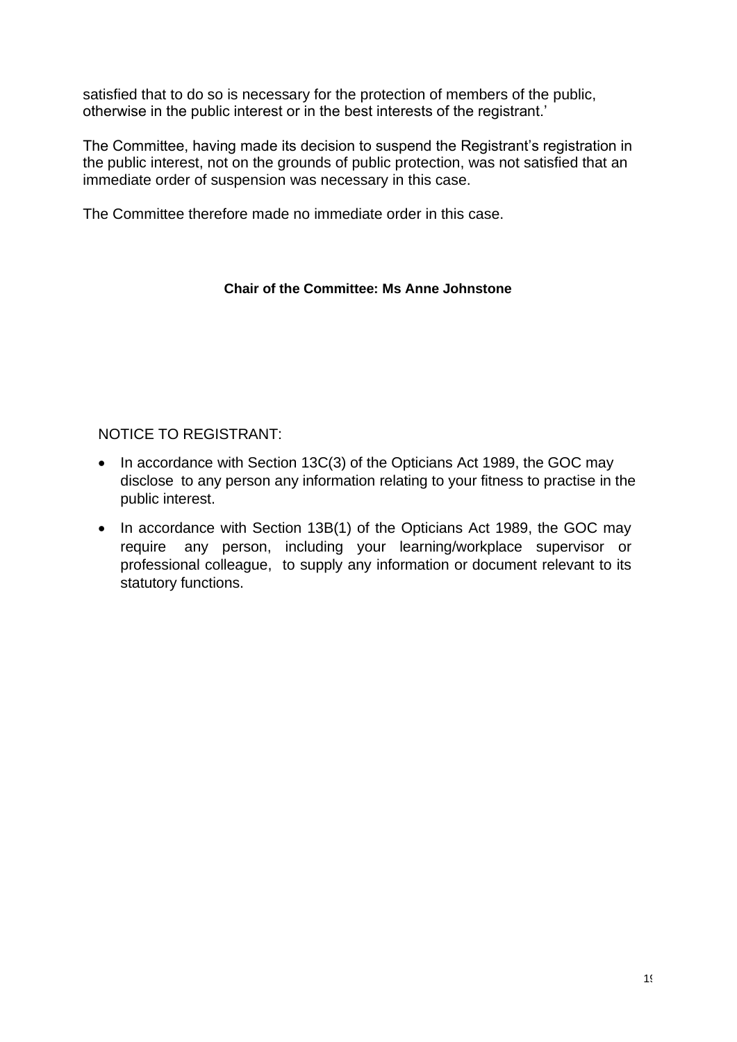satisfied that to do so is necessary for the protection of members of the public, otherwise in the public interest or in the best interests of the registrant.'

The Committee, having made its decision to suspend the Registrant's registration in the public interest, not on the grounds of public protection, was not satisfied that an immediate order of suspension was necessary in this case.

The Committee therefore made no immediate order in this case.

**Chair of the Committee: Ms Anne Johnstone**

NOTICE TO REGISTRANT:

- In accordance with Section 13C(3) of the Opticians Act 1989, the GOC may disclose to any person any information relating to your fitness to practise in the public interest.
- In accordance with Section 13B(1) of the Opticians Act 1989, the GOC may require any person, including your learning/workplace supervisor or professional colleague, to supply any information or document relevant to its statutory functions.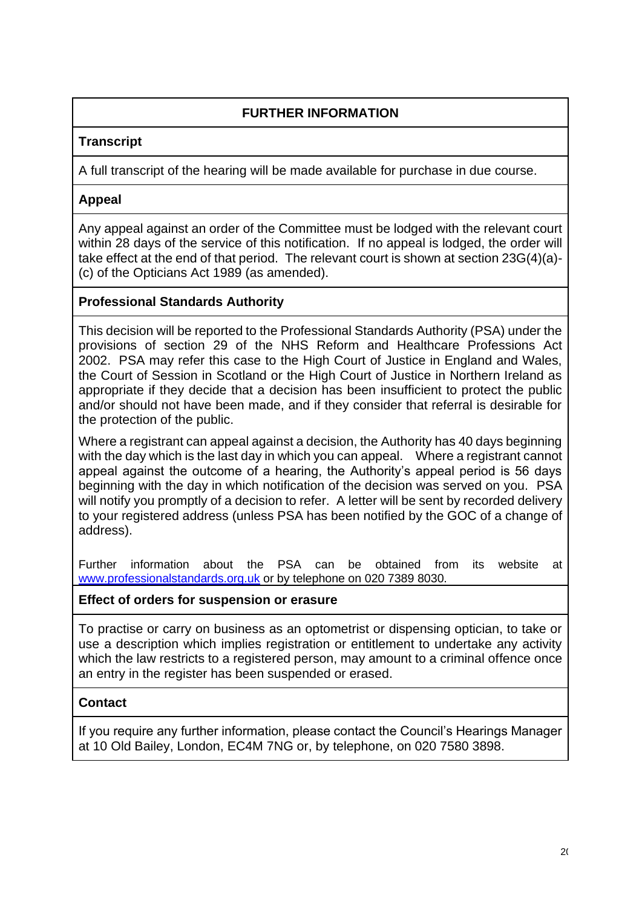## FURTHER INFORMATION

### Transcript

A full transcript of the hearing will be made available for purchase in due course.

### Appeal

Any appeal against an order of the Committee must be lodged with the relevant court within 28 days of the service of this notification. If no appeal is lodged, the order will take effect at the end of that period. The relevant court is shown at section 23G(4)(a)-(c) of the Opticians Act 1989 (as amended).

### Professional Standards Authority

This decision will be reported to the Professional Standards Authority (PSA) under the provisions of section 29 of the NHS Reform and Healthcare Professions Act 2002. PSA may refer this case to the High Court of Justice in England and Wales, the Court of Session in Scotland or the High Court of Justice in Northern Ireland as appropriate if they decide that a decision has been insufficient to protect the public and/or should not have been made, and if they consider that referral is desirable for the protection of the public.

Where a registrant can appeal against a decision, the Authority has 40 days beginning with the day which is the last day in which you can appeal. Where a registrant cannot appeal against the outcome of a hearing, the Authority's appeal period is 56 days beginning with the day in which notification of the decision was served on you. PSA will notify you promptly of a decision to refer. A letter will be sent by recorded delivery to your registered address (unless PSA has been notified by the GOC of a change of address).

Further information about the PSA can be obtained from its website at www.professionalstandards.org.uk or by telephone on 020 7389 8030.

### Effect of orders for suspension or erasure

To practise or carry on business as an optometrist or dispensing optician, to take or use a description which implies registration or entitlement to undertake any activity which the law restricts to a registered person, may amount to a criminal offence once an entry in the register has been suspended or erased.

### Contact

If you require any further information, please contact the Council's Hearings Manager at 10 Old Bailey, London, EC4M 7NG or, by telephone, on 020 7580 3898.